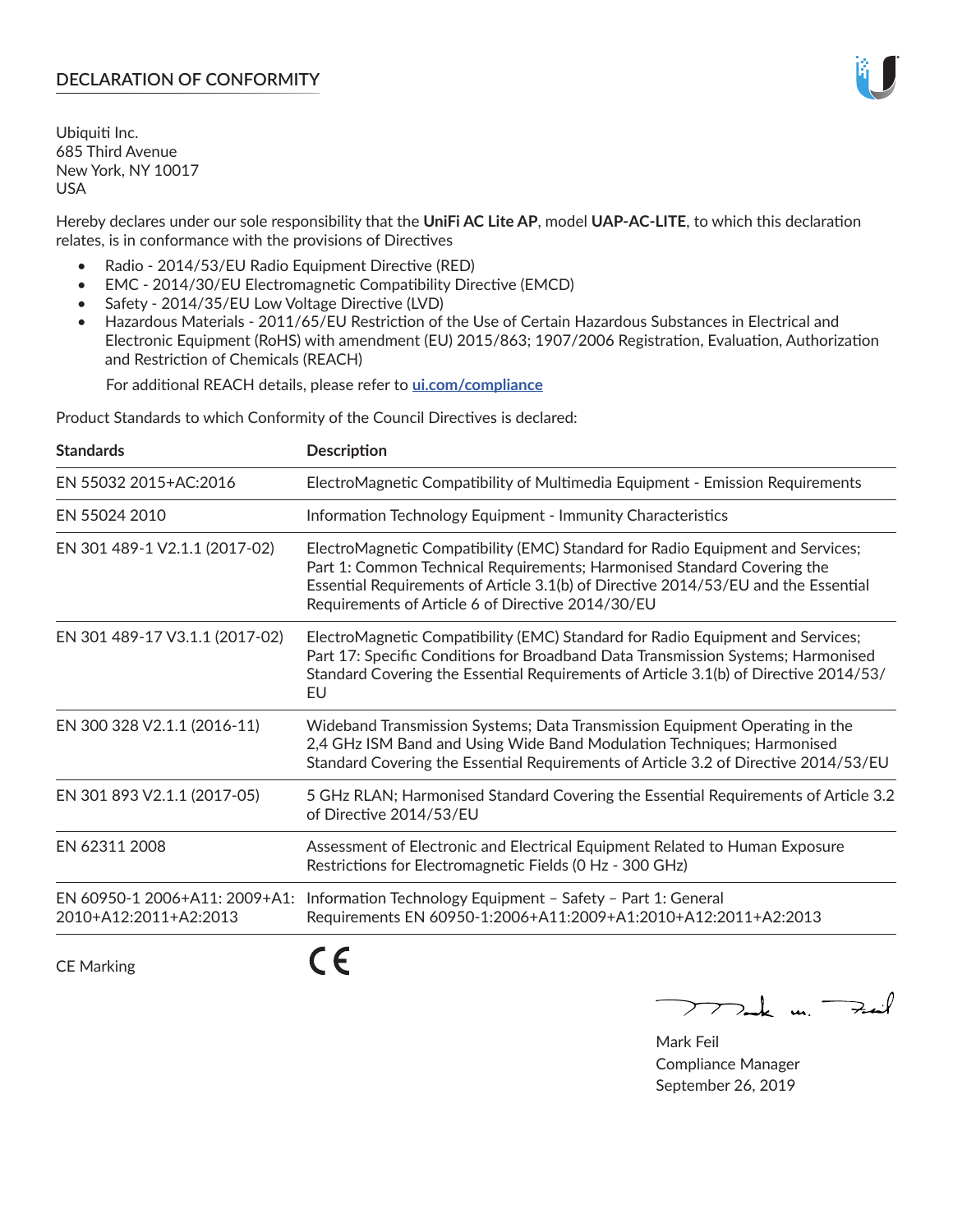## DECLARATION OF CONFORMITY

Ubiquiti Inc.
685 Third Avenue
New York, NY 10017
USA

Hereby declares under our sole responsibility that the **UniFi AC Lite AP**, model **UAP-AC-LITE**, to which this declaration relates, is in conformance with the provisions of Directives

- Radio - 2014/53/EU Radio Equipment Directive (RED)
- EMC - 2014/30/EU Electromagnetic Compatibility Directive (EMCD)
- Safety - 2014/35/EU Low Voltage Directive (LVD)
- Hazardous Materials - 2011/65/EU Restriction of the Use of Certain Hazardous Substances in Electrical and Electronic Equipment (RoHS) with amendment (EU) 2015/863; 1907/2006 Registration, Evaluation, Authorization and Restriction of Chemicals (REACH)

For additional REACH details, please refer to **ui.com/compliance**

Product Standards to which Conformity of the Council Directives is declared:

| Standards | Description |
|---|---|
| EN 55032 2015+AC:2016 | ElectroMagnetic Compatibility of Multimedia Equipment - Emission Requirements |
| EN 55024 2010 | Information Technology Equipment - Immunity Characteristics |
| EN 301 489-1 V2.1.1 (2017-02) | ElectroMagnetic Compatibility (EMC) Standard for Radio Equipment and Services; Part 1: Common Technical Requirements; Harmonised Standard Covering the Essential Requirements of Article 3.1(b) of Directive 2014/53/EU and the Essential Requirements of Article 6 of Directive 2014/30/EU |
| EN 301 489-17 V3.1.1 (2017-02) | ElectroMagnetic Compatibility (EMC) Standard for Radio Equipment and Services; Part 17: Specific Conditions for Broadband Data Transmission Systems; Harmonised Standard Covering the Essential Requirements of Article 3.1(b) of Directive 2014/53/EU |
| EN 300 328 V2.1.1 (2016-11) | Wideband Transmission Systems; Data Transmission Equipment Operating in the 2,4 GHz ISM Band and Using Wide Band Modulation Techniques; Harmonised Standard Covering the Essential Requirements of Article 3.2 of Directive 2014/53/EU |
| EN 301 893 V2.1.1 (2017-05) | 5 GHz RLAN; Harmonised Standard Covering the Essential Requirements of Article 3.2 of Directive 2014/53/EU |
| EN 62311 2008 | Assessment of Electronic and Electrical Equipment Related to Human Exposure Restrictions for Electromagnetic Fields (0 Hz - 300 GHz) |
| EN 60950-1 2006+A11: 2009+A1: 2010+A12:2011+A2:2013 | Information Technology Equipment – Safety – Part 1: General Requirements EN 60950-1:2006+A11:2009+A1:2010+A12:2011+A2:2013 |

CE Marking: CE

Mark Feil
Compliance Manager
September 26, 2019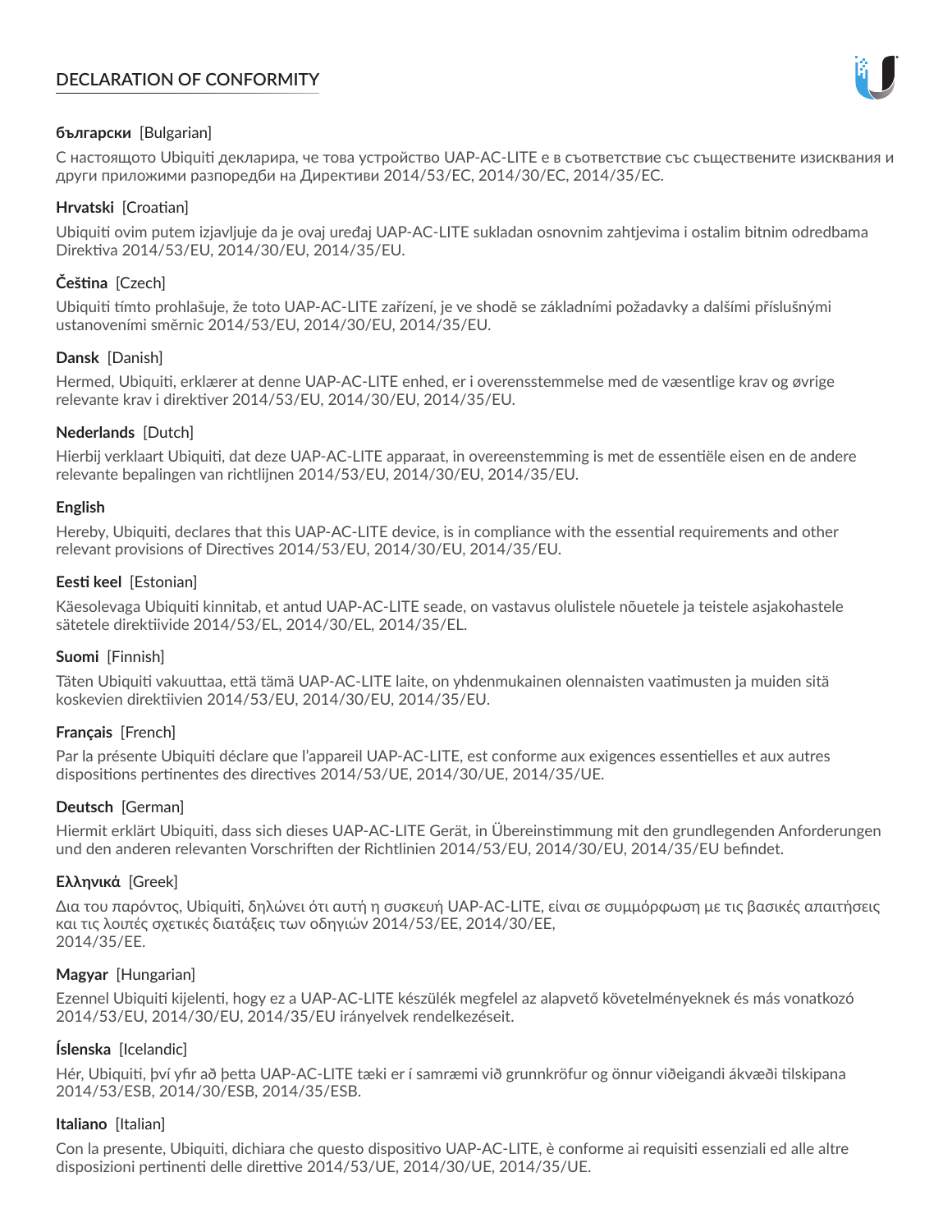# DECLARATION OF CONFORMITY

**български** [Bulgarian]

С настоящото Ubiquiti декларира, че това устройство UAP-AC-LITE е в съответствие със съществените изисквания и други приложими разпоредби на Директиви 2014/53/EC, 2014/30/ЕС, 2014/35/ЕС.

**Hrvatski** [Croatian]

Ubiquiti ovim putem izjavljuje da je ovaj uređaj UAP-AC-LITE sukladan osnovnim zahtjevima i ostalim bitnim odredbama Direktiva 2014/53/EU, 2014/30/EU, 2014/35/EU.

**Čeština** [Czech]

Ubiquiti tímto prohlašuje, že toto UAP-AC-LITE zařízení, je ve shodě se základními požadavky a dalšími příslušnými ustanoveními směrnic 2014/53/EU, 2014/30/EU, 2014/35/EU.

**Dansk** [Danish]

Hermed, Ubiquiti, erklærer at denne UAP-AC-LITE enhed, er i overensstemmelse med de væsentlige krav og øvrige relevante krav i direktiver 2014/53/EU, 2014/30/EU, 2014/35/EU.

**Nederlands** [Dutch]

Hierbij verklaart Ubiquiti, dat deze UAP-AC-LITE apparaat, in overeenstemming is met de essentiële eisen en de andere relevante bepalingen van richtlijnen 2014/53/EU, 2014/30/EU, 2014/35/EU.

**English**

Hereby, Ubiquiti, declares that this UAP-AC-LITE device, is in compliance with the essential requirements and other relevant provisions of Directives 2014/53/EU, 2014/30/EU, 2014/35/EU.

**Eesti keel** [Estonian]

Käesolevaga Ubiquiti kinnitab, et antud UAP-AC-LITE seade, on vastavus olulistele nõuetele ja teistele asjakohastele sätetele direktiivide 2014/53/EL, 2014/30/EL, 2014/35/EL.

**Suomi** [Finnish]

Täten Ubiquiti vakuuttaa, että tämä UAP-AC-LITE laite, on yhdenmukainen olennaisten vaatimusten ja muiden sitä koskevien direktiivien 2014/53/EU, 2014/30/EU, 2014/35/EU.

**Français** [French]

Par la présente Ubiquiti déclare que l'appareil UAP-AC-LITE, est conforme aux exigences essentielles et aux autres dispositions pertinentes des directives 2014/53/UE, 2014/30/UE, 2014/35/UE.

**Deutsch** [German]

Hiermit erklärt Ubiquiti, dass sich dieses UAP-AC-LITE Gerät, in Übereinstimmung mit den grundlegenden Anforderungen und den anderen relevanten Vorschriften der Richtlinien 2014/53/EU, 2014/30/EU, 2014/35/EU befindet.

**Ελληνικά** [Greek]

Δια του παρόντος, Ubiquiti, δηλώνει ότι αυτή η συσκευή UAP-AC-LITE, είναι σε συμμόρφωση με τις βασικές απαιτήσεις και τις λοιπές σχετικές διατάξεις των οδηγιών 2014/53/EE, 2014/30/EE, 2014/35/EE.

**Magyar** [Hungarian]

Ezennel Ubiquiti kijelenti, hogy ez a UAP-AC-LITE készülék megfelel az alapvető követelményeknek és más vonatkozó 2014/53/EU, 2014/30/EU, 2014/35/EU irányelvek rendelkezéseit.

**Íslenska** [Icelandic]

Hér, Ubiquiti, því yfir að þetta UAP-AC-LITE tæki er í samræmi við grunnkröfur og önnur viðeigandi ákvæði tilskipana 2014/53/ESB, 2014/30/ESB, 2014/35/ESB.

**Italiano** [Italian]

Con la presente, Ubiquiti, dichiara che questo dispositivo UAP-AC-LITE, è conforme ai requisiti essenziali ed alle altre disposizioni pertinenti delle direttive 2014/53/UE, 2014/30/UE, 2014/35/UE.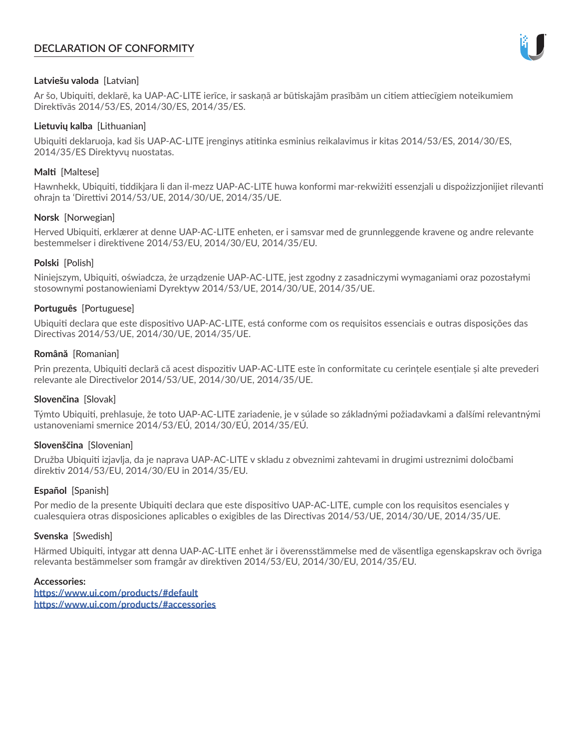# DECLARATION OF CONFORMITY

**Latviešu valoda** [Latvian]

Ar šo, Ubiquiti, deklarē, ka UAP-AC-LITE ierīce, ir saskaņā ar būtiskajām prasībām un citiem attiecīgiem noteikumiem Direktīvās 2014/53/ES, 2014/30/ES, 2014/35/ES.

**Lietuvių kalba** [Lithuanian]

Ubiquiti deklaruoja, kad šis UAP-AC-LITE įrenginys atitinka esminius reikalavimus ir kitas 2014/53/ES, 2014/30/ES, 2014/35/ES Direktyvų nuostatas.

**Malti** [Maltese]

Hawnhekk, Ubiquiti, tiddikjara li dan il-mezz UAP-AC-LITE huwa konformi mar-rekwiżiti essenzjali u dispożizzjonijiet rilevanti oħrajn ta 'Direttivi 2014/53/UE, 2014/30/UE, 2014/35/UE.

**Norsk** [Norwegian]

Herved Ubiquiti, erklærer at denne UAP-AC-LITE enheten, er i samsvar med de grunnleggende kravene og andre relevante bestemmelser i direktivene 2014/53/EU, 2014/30/EU, 2014/35/EU.

**Polski** [Polish]

Niniejszym, Ubiquiti, oświadcza, że urządzenie UAP-AC-LITE, jest zgodny z zasadniczymi wymaganiami oraz pozostałymi stosownymi postanowieniami Dyrektyw 2014/53/UE, 2014/30/UE, 2014/35/UE.

**Português** [Portuguese]

Ubiquiti declara que este dispositivo UAP-AC-LITE, está conforme com os requisitos essenciais e outras disposições das Directivas 2014/53/UE, 2014/30/UE, 2014/35/UE.

**Română** [Romanian]

Prin prezenta, Ubiquiti declară că acest dispozitiv UAP-AC-LITE este în conformitate cu cerințele esențiale și alte prevederi relevante ale Directivelor 2014/53/UE, 2014/30/UE, 2014/35/UE.

**Slovenčina** [Slovak]

Týmto Ubiquiti, prehlasuje, že toto UAP-AC-LITE zariadenie, je v súlade so základnými požiadavkami a ďalšími relevantnými ustanoveniami smernice 2014/53/EÚ, 2014/30/EÚ, 2014/35/EÚ.

**Slovenščina** [Slovenian]

Družba Ubiquiti izjavlja, da je naprava UAP-AC-LITE v skladu z obveznimi zahtevami in drugimi ustreznimi določbami direktiv 2014/53/EU, 2014/30/EU in 2014/35/EU.

**Español** [Spanish]

Por medio de la presente Ubiquiti declara que este dispositivo UAP-AC-LITE, cumple con los requisitos esenciales y cualesquiera otras disposiciones aplicables o exigibles de las Directivas 2014/53/UE, 2014/30/UE, 2014/35/UE.

**Svenska** [Swedish]

Härmed Ubiquiti, intygar att denna UAP-AC-LITE enhet är i överensstämmelse med de väsentliga egenskapskrav och övriga relevanta bestämmelser som framgår av direktiven 2014/53/EU, 2014/30/EU, 2014/35/EU.

**Accessories:**
**https://www.ui.com/products/#default**
**https://www.ui.com/products/#accessories**